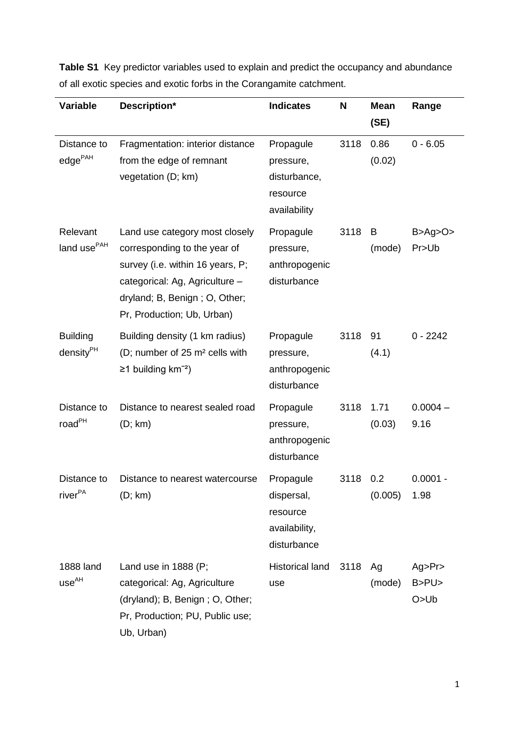**Table S1** Key predictor variables used to explain and predict the occupancy and abundance of all exotic species and exotic forbs in the Corangamite catchment.

| Variable | Description* | Indicates | N | Mean (SE) | Range |
|---|---|---|---|---|---|
| Distance to edge$^{PAH}$ | Fragmentation: interior distance from the edge of remnant vegetation (D; km) | Propagule pressure, disturbance, resource availability | 3118 | 0.86 (0.02) | 0 - 6.05 |
| Relevant land use$^{PAH}$ | Land use category most closely corresponding to the year of survey (i.e. within 16 years, P; categorical: Ag, Agriculture – dryland; B, Benign ; O, Other; Pr, Production; Ub, Urban) | Propagule pressure, anthropogenic disturbance | 3118 | B (mode) | B>Ag>O>Pr>Ub |
| Building density$^{PH}$ | Building density (1 km radius) (D; number of 25 m² cells with ≥1 building km$^{-2}$) | Propagule pressure, anthropogenic disturbance | 3118 | 91 (4.1) | 0 - 2242 |
| Distance to road$^{PH}$ | Distance to nearest sealed road (D; km) | Propagule pressure, anthropogenic disturbance | 3118 | 1.71 (0.03) | 0.0004 – 9.16 |
| Distance to river$^{PA}$ | Distance to nearest watercourse (D; km) | Propagule dispersal, resource availability, disturbance | 3118 | 0.2 (0.005) | 0.0001 - 1.98 |
| 1888 land use$^{AH}$ | Land use in 1888 (P; categorical: Ag, Agriculture (dryland); B, Benign ; O, Other; Pr, Production; PU, Public use; Ub, Urban) | Historical land use | 3118 | Ag (mode) | Ag>Pr>B>PU>O>Ub |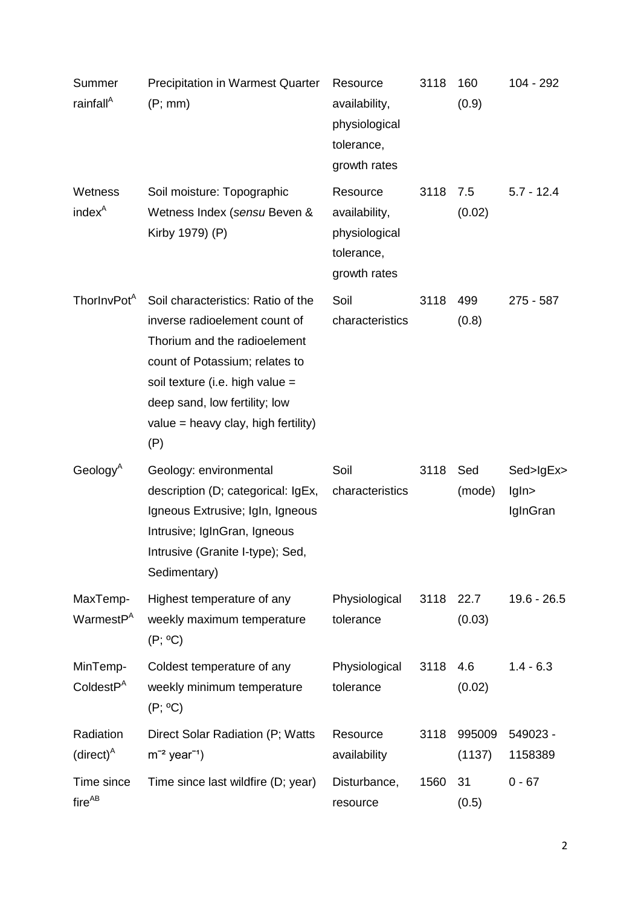| | | | | | |
|---|---|---|---|---|---|
| Summer rainfall[A] | Precipitation in Warmest Quarter (P; mm) | Resource availability, physiological tolerance, growth rates | 3118 | 160 (0.9) | 104 - 292 |
| Wetness index[A] | Soil moisture: Topographic Wetness Index (*sensu* Beven & Kirby 1979) (P) | Resource availability, physiological tolerance, growth rates | 3118 | 7.5 (0.02) | 5.7 - 12.4 |
| ThorInvPot[A] | Soil characteristics: Ratio of the inverse radioelement count of Thorium and the radioelement count of Potassium; relates to soil texture (i.e. high value = deep sand, low fertility; low value = heavy clay, high fertility) (P) | Soil characteristics | 3118 | 499 (0.8) | 275 - 587 |
| Geology[A] | Geology: environmental description (D; categorical: IgEx, Igneous Extrusive; IgIn, Igneous Intrusive; IgInGran, Igneous Intrusive (Granite I-type); Sed, Sedimentary) | Soil characteristics | 3118 | Sed (mode) | Sed>IgEx> IgIn> IgInGran |
| MaxTemp-WarmestP[A] | Highest temperature of any weekly maximum temperature (P; ºC) | Physiological tolerance | 3118 | 22.7 (0.03) | 19.6 - 26.5 |
| MinTemp-ColdestP[A] | Coldest temperature of any weekly minimum temperature (P; ºC) | Physiological tolerance | 3118 | 4.6 (0.02) | 1.4 - 6.3 |
| Radiation (direct)[A] | Direct Solar Radiation (P; Watts $m^{-2}$ $year^{-1}$) | Resource availability | 3118 | 995009 (1137) | 549023 - 1158389 |
| Time since fire[AB] | Time since last wildfire (D; year) | Disturbance, resource | 1560 | 31 (0.5) | 0 - 67 |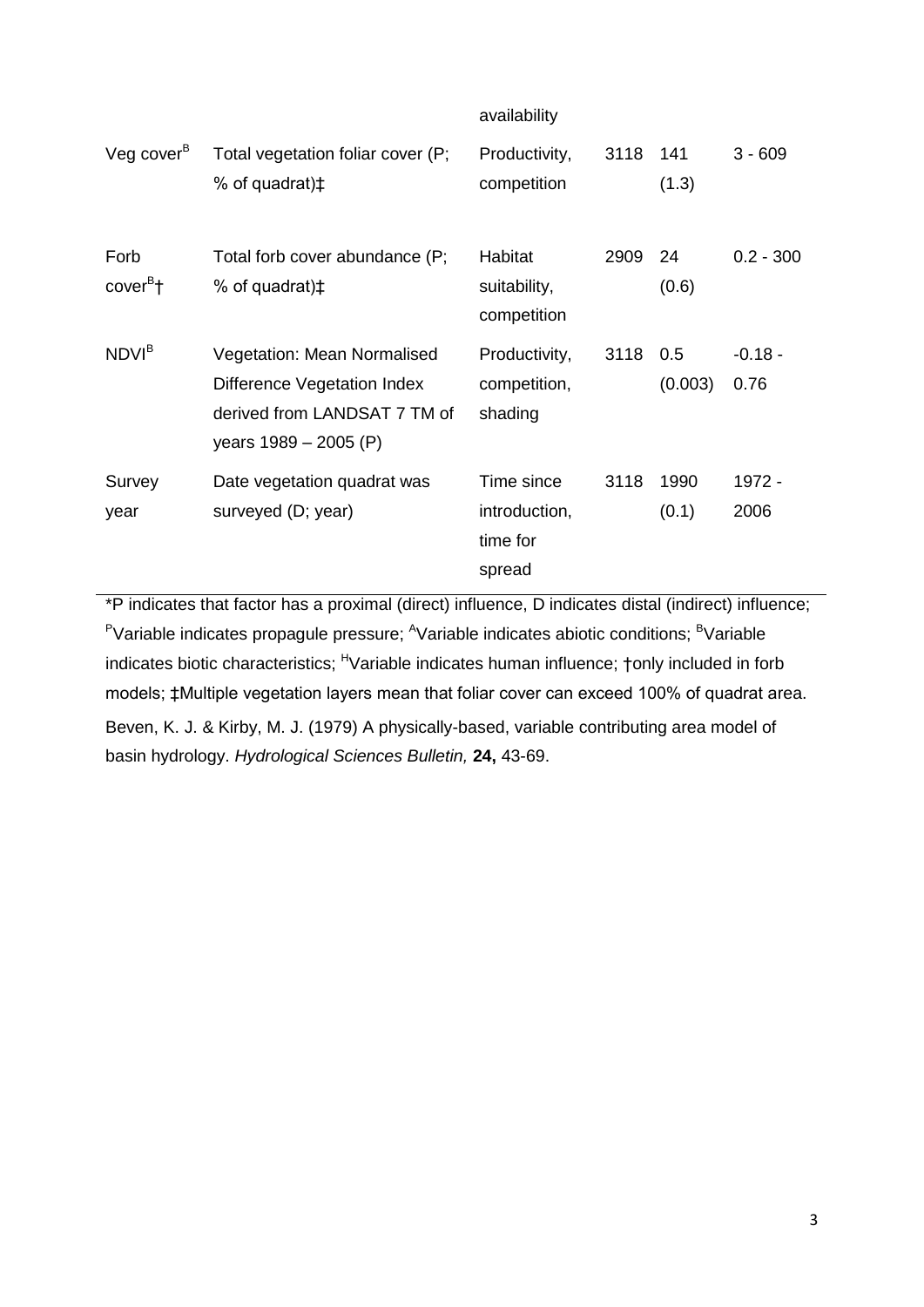| | | availability | | | |
|---|---|---|---|---|---|
| Veg cover[B] | Total vegetation foliar cover (P; % of quadrat)‡ | Productivity, competition | 3118 | 141 (1.3) | 3 - 609 |
| Forb cover[B]† | Total forb cover abundance (P; % of quadrat)‡ | Habitat suitability, competition | 2909 | 24 (0.6) | 0.2 - 300 |
| NDVI[B] | Vegetation: Mean Normalised Difference Vegetation Index derived from LANDSAT 7 TM of years 1989 – 2005 (P) | Productivity, competition, shading | 3118 | 0.5 (0.003) | -0.18 - 0.76 |
| Survey year | Date vegetation quadrat was surveyed (D; year) | Time since introduction, time for spread | 3118 | 1990 (0.1) | 1972 - 2006 |

*P indicates that factor has a proximal (direct) influence, D indicates distal (indirect) influence; [P]Variable indicates propagule pressure; [A]Variable indicates abiotic conditions; [B]Variable indicates biotic characteristics; [H]Variable indicates human influence; †only included in forb models; ‡Multiple vegetation layers mean that foliar cover can exceed 100% of quadrat area.

Beven, K. J. & Kirby, M. J. (1979) A physically-based, variable contributing area model of basin hydrology. *Hydrological Sciences Bulletin,* **24,** 43-69.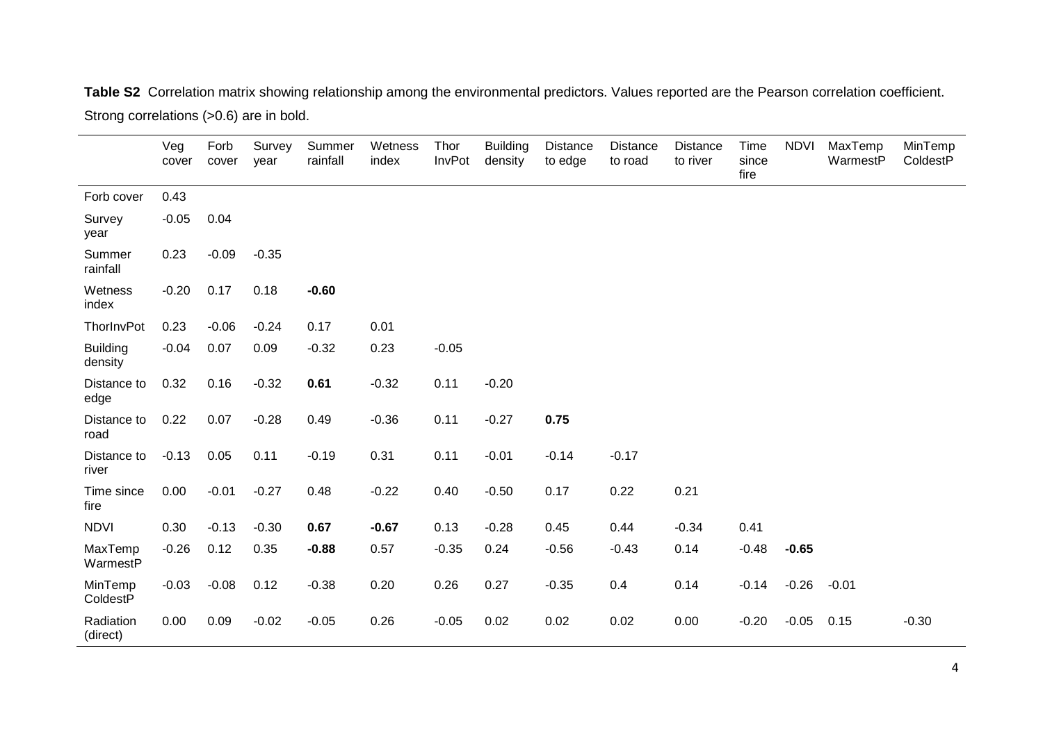**Table S2** Correlation matrix showing relationship among the environmental predictors. Values reported are the Pearson correlation coefficient. Strong correlations (>0.6) are in bold.

| | Veg cover | Forb cover | Survey year | Summer rainfall | Wetness index | Thor InvPot | Building density | Distance to edge | Distance to road | Distance to river | Time since fire | NDVI | MaxTemp WarmestP | MinTemp ColdestP |
|---|---|---|---|---|---|---|---|---|---|---|---|---|---|---|
| Forb cover | 0.43 | | | | | | | | | | | | | |
| Survey year | -0.05 | 0.04 | | | | | | | | | | | | |
| Summer rainfall | 0.23 | -0.09 | -0.35 | | | | | | | | | | | |
| Wetness index | -0.20 | 0.17 | 0.18 | **-0.60** | | | | | | | | | | |
| ThorInvPot | 0.23 | -0.06 | -0.24 | 0.17 | 0.01 | | | | | | | | | |
| Building density | -0.04 | 0.07 | 0.09 | -0.32 | 0.23 | -0.05 | | | | | | | | |
| Distance to edge | 0.32 | 0.16 | -0.32 | **0.61** | -0.32 | 0.11 | -0.20 | | | | | | | |
| Distance to road | 0.22 | 0.07 | -0.28 | 0.49 | -0.36 | 0.11 | -0.27 | **0.75** | | | | | | |
| Distance to river | -0.13 | 0.05 | 0.11 | -0.19 | 0.31 | 0.11 | -0.01 | -0.14 | -0.17 | | | | | |
| Time since fire | 0.00 | -0.01 | -0.27 | 0.48 | -0.22 | 0.40 | -0.50 | 0.17 | 0.22 | 0.21 | | | | |
| NDVI | 0.30 | -0.13 | -0.30 | **0.67** | **-0.67** | 0.13 | -0.28 | 0.45 | 0.44 | -0.34 | 0.41 | | | |
| MaxTemp WarmestP | -0.26 | 0.12 | 0.35 | **-0.88** | 0.57 | -0.35 | 0.24 | -0.56 | -0.43 | 0.14 | -0.48 | **-0.65** | | |
| MinTemp ColdestP | -0.03 | -0.08 | 0.12 | -0.38 | 0.20 | 0.26 | 0.27 | -0.35 | 0.4 | 0.14 | -0.14 | -0.26 | -0.01 | |
| Radiation (direct) | 0.00 | 0.09 | -0.02 | -0.05 | 0.26 | -0.05 | 0.02 | 0.02 | 0.02 | 0.00 | -0.20 | -0.05 | 0.15 | -0.30 |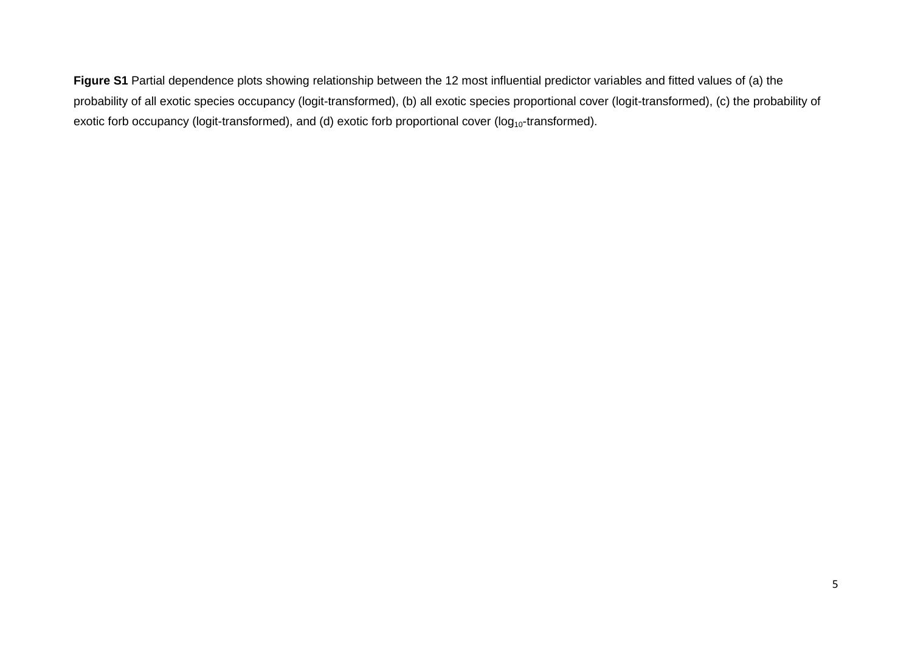**Figure S1** Partial dependence plots showing relationship between the 12 most influential predictor variables and fitted values of (a) the probability of all exotic species occupancy (logit-transformed), (b) all exotic species proportional cover (logit-transformed), (c) the probability of exotic forb occupancy (logit-transformed), and (d) exotic forb proportional cover ($log_{10}$-transformed).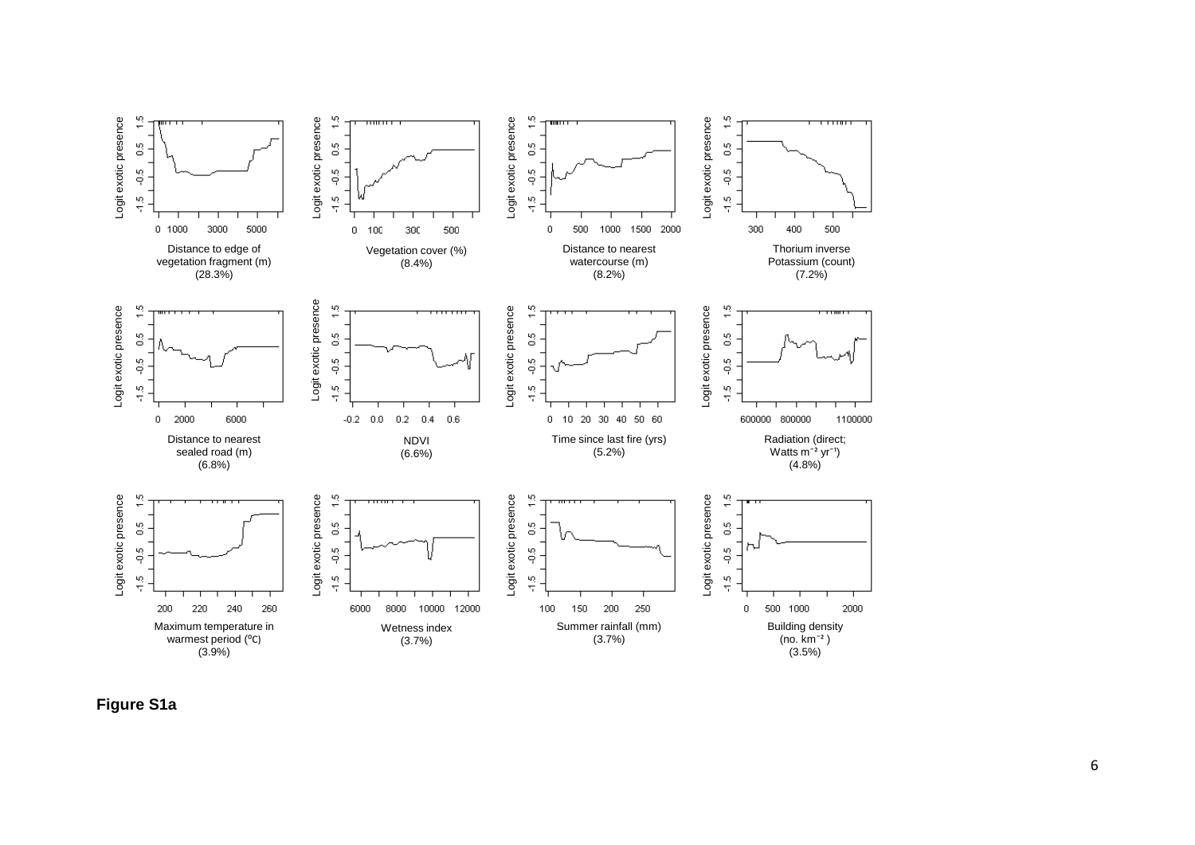Logit exotic presence

Distance to edge of vegetation fragment (m) (28.3%)

Vegetation cover (%) (8.4%)

Distance to nearest watercourse (m) (8.2%)

Thorium inverse Potassium (count) (7.2%)

Distance to nearest sealed road (m) (6.8%)

NDVI (6.6%)

Time since last fire (yrs) (5.2%)

Radiation (direct; Watts $m^{-2}$ $yr^{-1}$) (4.8%)

Maximum temperature in warmest period (ºC) (3.9%)

Wetness index (3.7%)

Summer rainfall (mm) (3.7%)

Building density (no. $km^{-2}$) (3.5%)

**Figure S1a**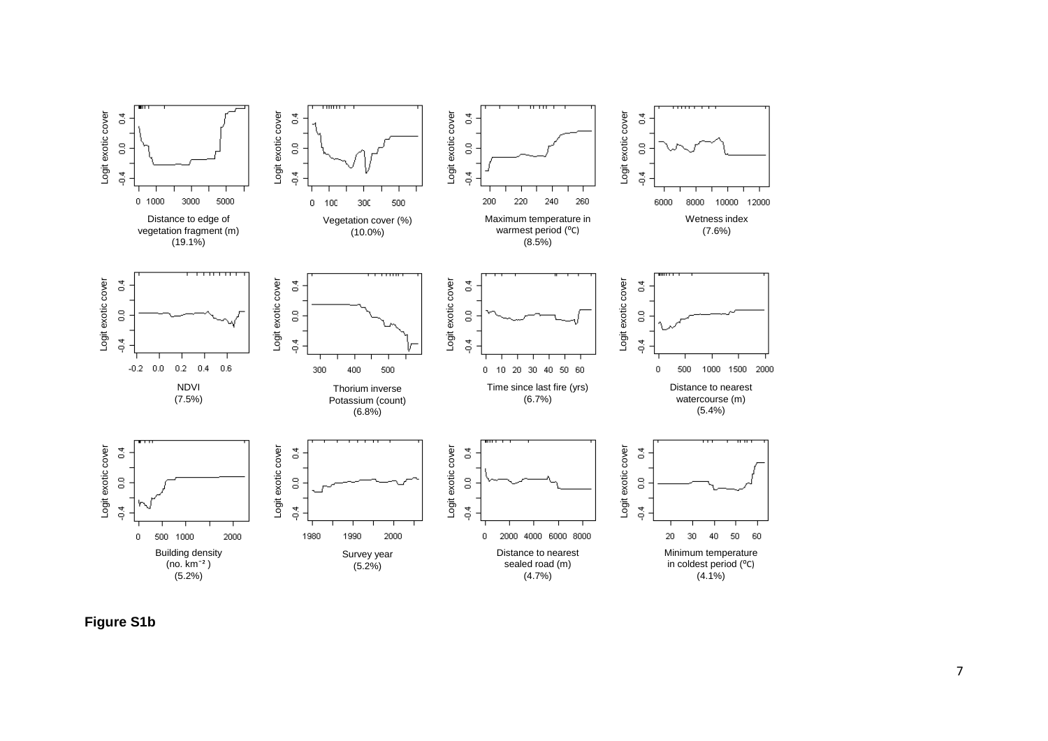Figure S1b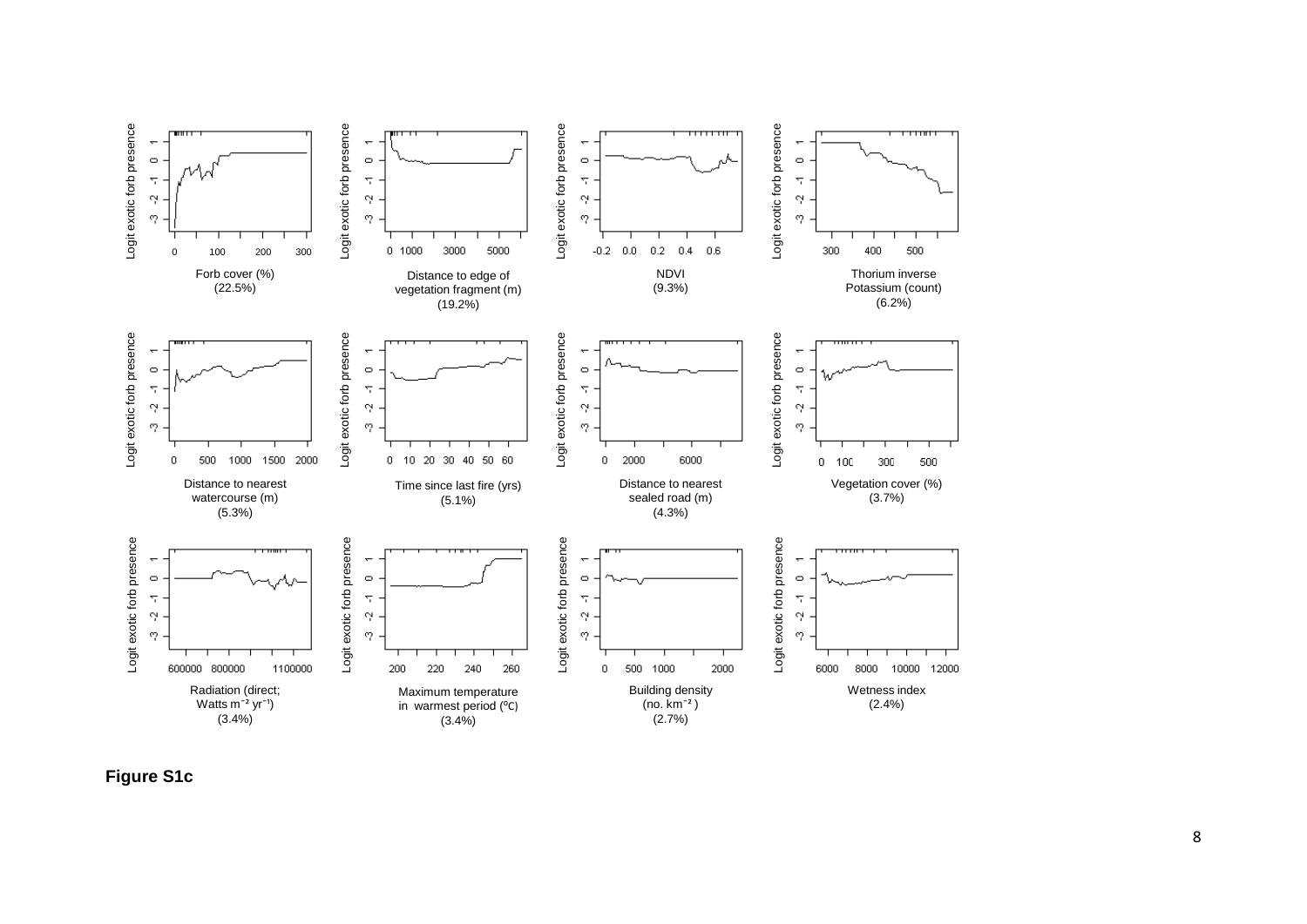Logit exotic forb presence

Forb cover (%)
(22.5%)

Distance to edge of vegetation fragment (m)
(19.2%)

NDVI
(9.3%)

Thorium inverse Potassium (count)
(6.2%)

Distance to nearest watercourse (m)
(5.3%)

Time since last fire (yrs)
(5.1%)

Distance to nearest sealed road (m)
(4.3%)

Vegetation cover (%)
(3.7%)

Radiation (direct; Watts $m^{-2}$ $yr^{-1}$)
(3.4%)

Maximum temperature in warmest period (ºC)
(3.4%)

Building density (no. $km^{-2}$)
(2.7%)

Wetness index
(2.4%)

**Figure S1c**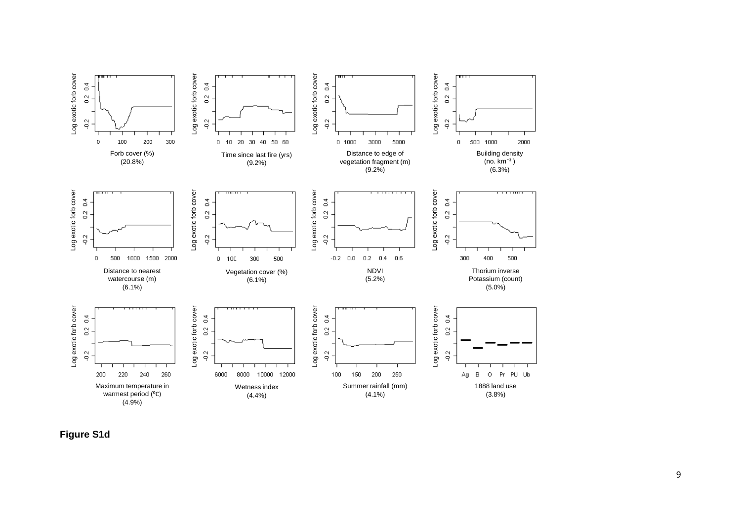**Figure S1d**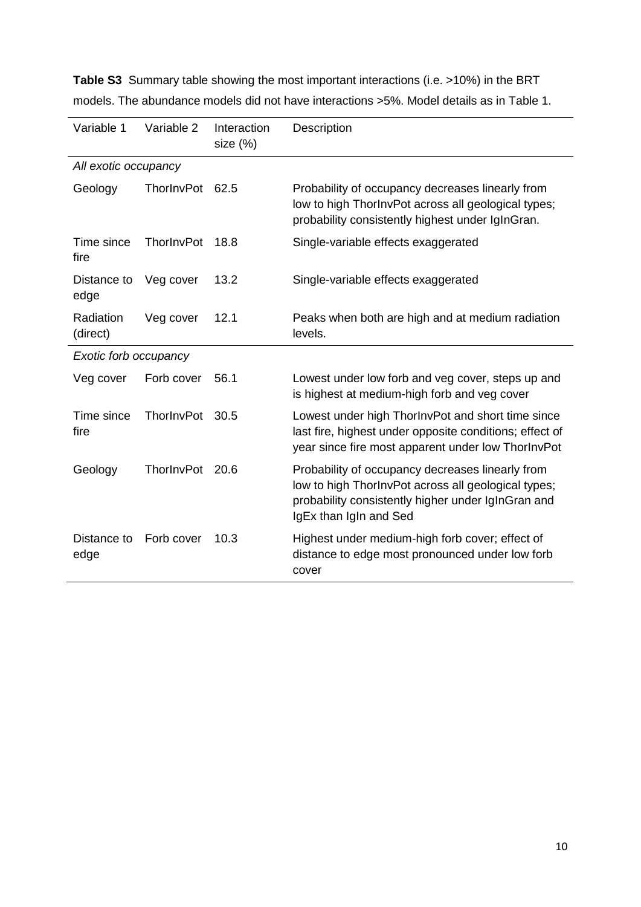**Table S3** Summary table showing the most important interactions (i.e. >10%) in the BRT models. The abundance models did not have interactions >5%. Model details as in Table 1.

| Variable 1 | Variable 2 | Interaction size (%) | Description |
|---|---|---|---|
| *All exotic occupancy* | | | |
| Geology | ThorInvPot | 62.5 | Probability of occupancy decreases linearly from low to high ThorInvPot across all geological types; probability consistently highest under IgInGran. |
| Time since fire | ThorInvPot | 18.8 | Single-variable effects exaggerated |
| Distance to edge | Veg cover | 13.2 | Single-variable effects exaggerated |
| Radiation (direct) | Veg cover | 12.1 | Peaks when both are high and at medium radiation levels. |
| *Exotic forb occupancy* | | | |
| Veg cover | Forb cover | 56.1 | Lowest under low forb and veg cover, steps up and is highest at medium-high forb and veg cover |
| Time since fire | ThorInvPot | 30.5 | Lowest under high ThorInvPot and short time since last fire, highest under opposite conditions; effect of year since fire most apparent under low ThorInvPot |
| Geology | ThorInvPot | 20.6 | Probability of occupancy decreases linearly from low to high ThorInvPot across all geological types; probability consistently higher under IgInGran and IgEx than IgIn and Sed |
| Distance to edge | Forb cover | 10.3 | Highest under medium-high forb cover; effect of distance to edge most pronounced under low forb cover |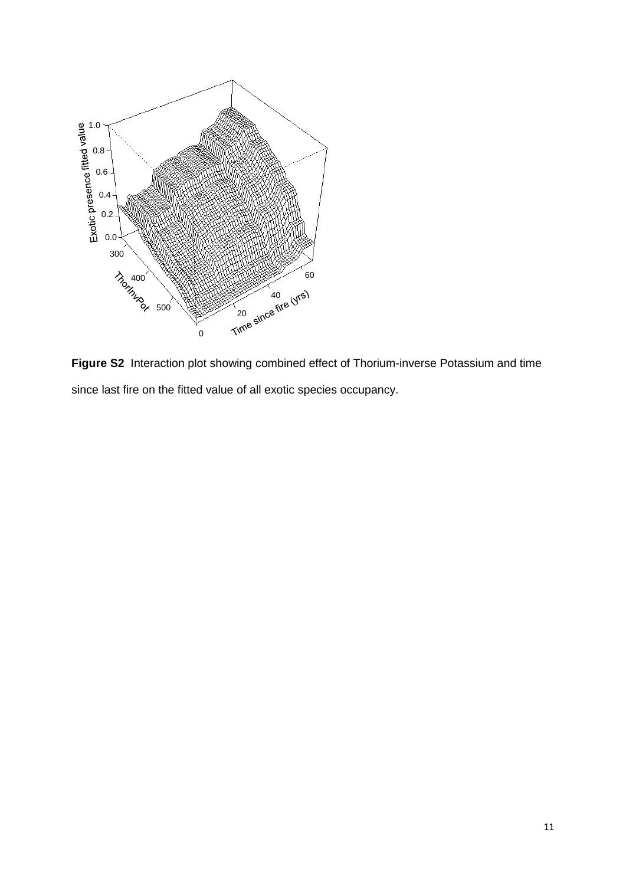Exotic presence fitted value
1.0
0.8
0.6
0.4
0.2
0.0
300
400
500
ThorInvPot
0
20
40
60
Time since fire (yrs)

**Figure S2** Interaction plot showing combined effect of Thorium-inverse Potassium and time since last fire on the fitted value of all exotic species occupancy.